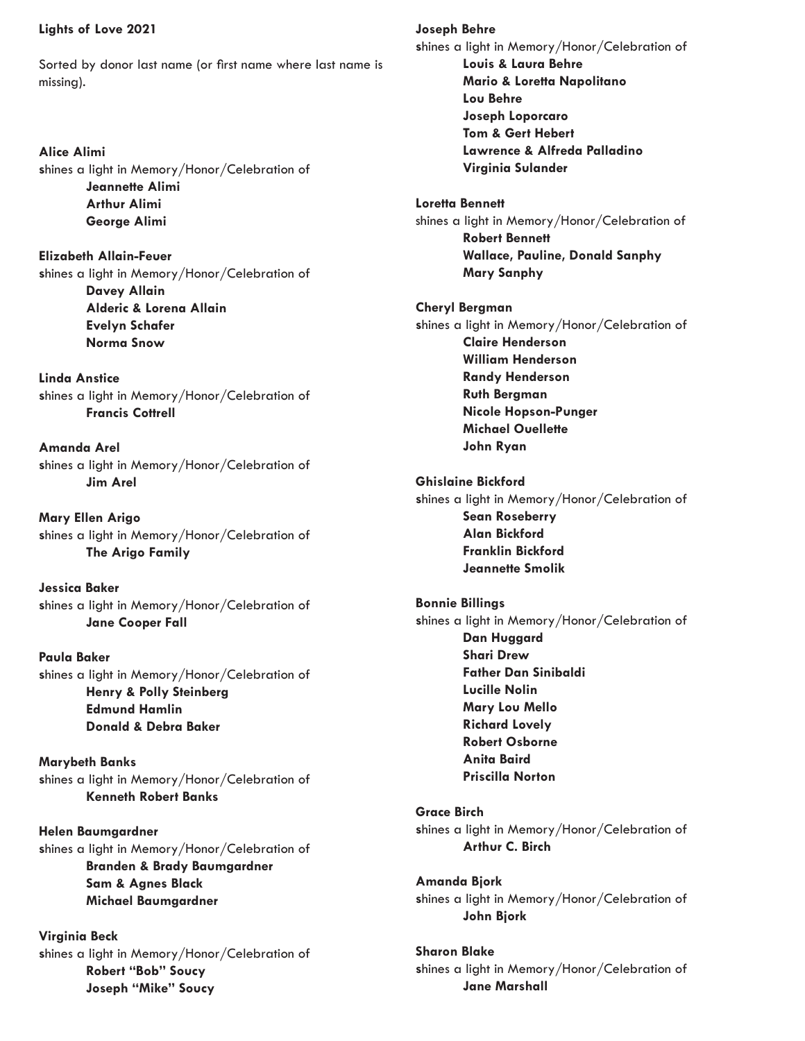**Lights of Love 2021**

Sorted by donor last name (or first name where last name is missing).

**Alice Alimi**
shines a light in Memory/Honor/Celebration of
- **Jeannette Alimi**
- **Arthur Alimi**
- **George Alimi**

**Elizabeth Allain-Feuer**
shines a light in Memory/Honor/Celebration of
- **Davey Allain**
- **Alderic & Lorena Allain**
- **Evelyn Schafer**
- **Norma Snow**

**Linda Anstice**
shines a light in Memory/Honor/Celebration of
- **Francis Cottrell**

**Amanda Arel**
shines a light in Memory/Honor/Celebration of
- **Jim Arel**

**Mary Ellen Arigo**
shines a light in Memory/Honor/Celebration of
- **The Arigo Family**

**Jessica Baker**
shines a light in Memory/Honor/Celebration of
- **Jane Cooper Fall**

**Paula Baker**
shines a light in Memory/Honor/Celebration of
- **Henry & Polly Steinberg**
- **Edmund Hamlin**
- **Donald & Debra Baker**

**Marybeth Banks**
shines a light in Memory/Honor/Celebration of
- **Kenneth Robert Banks**

**Helen Baumgardner**
shines a light in Memory/Honor/Celebration of
- **Branden & Brady Baumgardner**
- **Sam & Agnes Black**
- **Michael Baumgardner**

**Virginia Beck**
shines a light in Memory/Honor/Celebration of
- **Robert "Bob" Soucy**
- **Joseph "Mike" Soucy**

**Joseph Behre**
shines a light in Memory/Honor/Celebration of
- **Louis & Laura Behre**
- **Mario & Loretta Napolitano**
- **Lou Behre**
- **Joseph Loporcaro**
- **Tom & Gert Hebert**
- **Lawrence & Alfreda Palladino**
- **Virginia Sulander**

**Loretta Bennett**
shines a light in Memory/Honor/Celebration of
- **Robert Bennett**
- **Wallace, Pauline, Donald Sanphy**
- **Mary Sanphy**

**Cheryl Bergman**
shines a light in Memory/Honor/Celebration of
- **Claire Henderson**
- **William Henderson**
- **Randy Henderson**
- **Ruth Bergman**
- **Nicole Hopson-Punger**
- **Michael Ouellette**
- **John Ryan**

**Ghislaine Bickford**
shines a light in Memory/Honor/Celebration of
- **Sean Roseberry**
- **Alan Bickford**
- **Franklin Bickford**
- **Jeannette Smolik**

**Bonnie Billings**
shines a light in Memory/Honor/Celebration of
- **Dan Huggard**
- **Shari Drew**
- **Father Dan Sinibaldi**
- **Lucille Nolin**
- **Mary Lou Mello**
- **Richard Lovely**
- **Robert Osborne**
- **Anita Baird**
- **Priscilla Norton**

**Grace Birch**
shines a light in Memory/Honor/Celebration of
- **Arthur C. Birch**

**Amanda Bjork**
shines a light in Memory/Honor/Celebration of
- **John Bjork**

**Sharon Blake**
shines a light in Memory/Honor/Celebration of
- **Jane Marshall**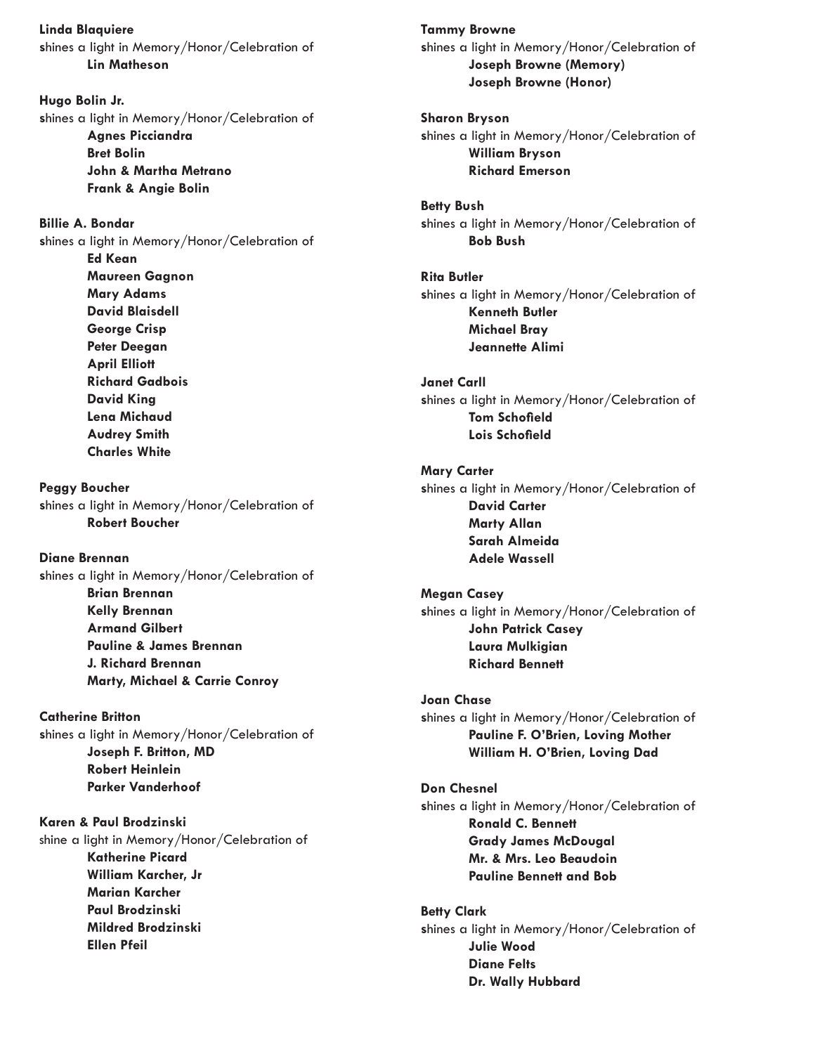**Linda Blaquiere**
shines a light in Memory/Honor/Celebration of
**Lin Matheson**

**Hugo Bolin Jr.**
shines a light in Memory/Honor/Celebration of
**Agnes Picciandra**
**Bret Bolin**
**John & Martha Metrano**
**Frank & Angie Bolin**

**Billie A. Bondar**
shines a light in Memory/Honor/Celebration of
**Ed Kean**
**Maureen Gagnon**
**Mary Adams**
**David Blaisdell**
**George Crisp**
**Peter Deegan**
**April Elliott**
**Richard Gadbois**
**David King**
**Lena Michaud**
**Audrey Smith**
**Charles White**

**Peggy Boucher**
shines a light in Memory/Honor/Celebration of
**Robert Boucher**

**Diane Brennan**
shines a light in Memory/Honor/Celebration of
**Brian Brennan**
**Kelly Brennan**
**Armand Gilbert**
**Pauline & James Brennan**
**J. Richard Brennan**
**Marty, Michael & Carrie Conroy**

**Catherine Britton**
shines a light in Memory/Honor/Celebration of
**Joseph F. Britton, MD**
**Robert Heinlein**
**Parker Vanderhoof**

**Karen & Paul Brodzinski**
shine a light in Memory/Honor/Celebration of
**Katherine Picard**
**William Karcher, Jr**
**Marian Karcher**
**Paul Brodzinski**
**Mildred Brodzinski**
**Ellen Pfeil**

**Tammy Browne**
shines a light in Memory/Honor/Celebration of
**Joseph Browne (Memory)**
**Joseph Browne (Honor)**

**Sharon Bryson**
shines a light in Memory/Honor/Celebration of
**William Bryson**
**Richard Emerson**

**Betty Bush**
shines a light in Memory/Honor/Celebration of
**Bob Bush**

**Rita Butler**
shines a light in Memory/Honor/Celebration of
**Kenneth Butler**
**Michael Bray**
**Jeannette Alimi**

**Janet Carll**
shines a light in Memory/Honor/Celebration of
**Tom Schofield**
**Lois Schofield**

**Mary Carter**
shines a light in Memory/Honor/Celebration of
**David Carter**
**Marty Allan**
**Sarah Almeida**
**Adele Wassell**

**Megan Casey**
shines a light in Memory/Honor/Celebration of
**John Patrick Casey**
**Laura Mulkigian**
**Richard Bennett**

**Joan Chase**
shines a light in Memory/Honor/Celebration of
**Pauline F. O'Brien, Loving Mother**
**William H. O'Brien, Loving Dad**

**Don Chesnel**
shines a light in Memory/Honor/Celebration of
**Ronald C. Bennett**
**Grady James McDougal**
**Mr. & Mrs. Leo Beaudoin**
**Pauline Bennett and Bob**

**Betty Clark**
shines a light in Memory/Honor/Celebration of
**Julie Wood**
**Diane Felts**
**Dr. Wally Hubbard**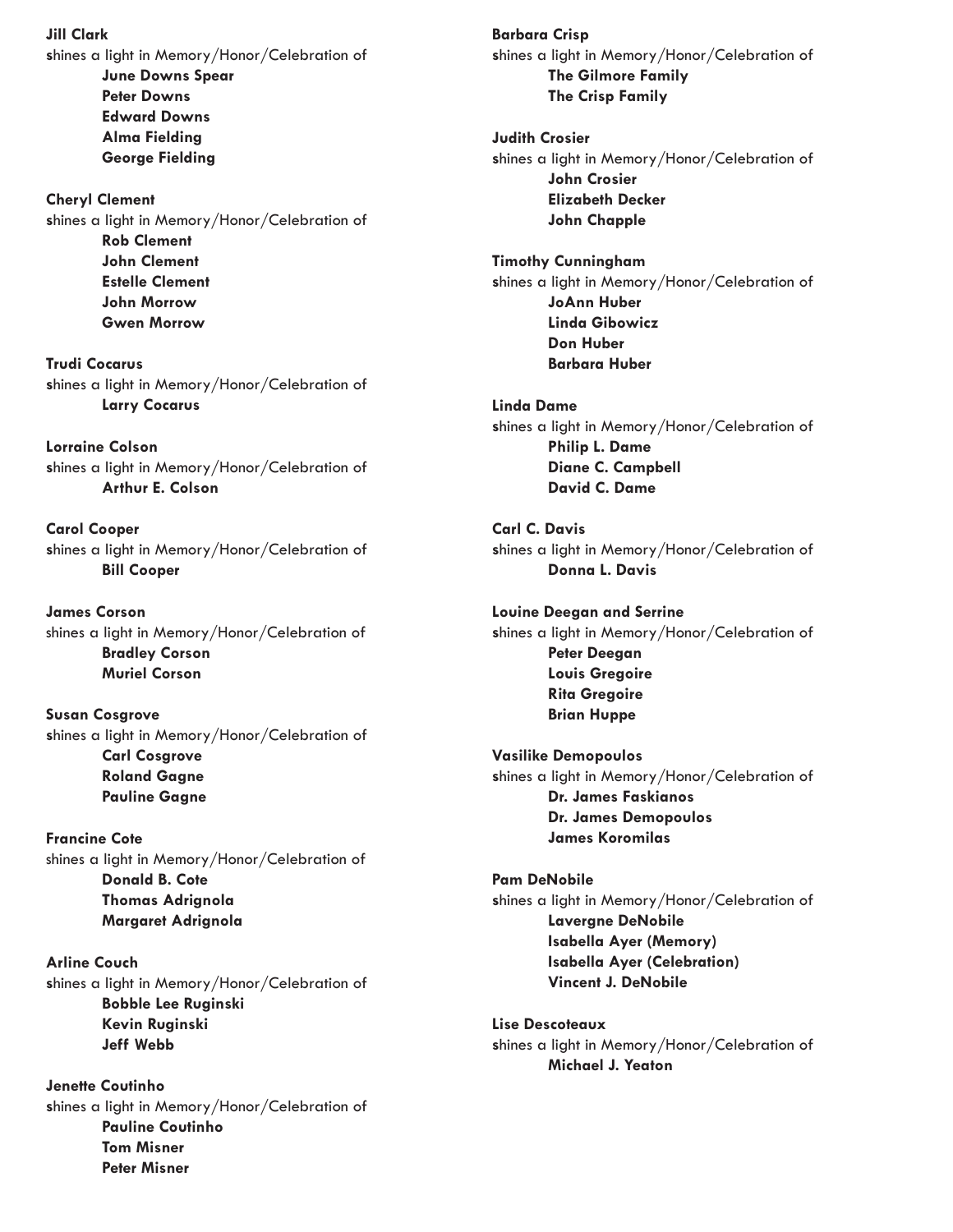**Jill Clark**
shines a light in Memory/Honor/Celebration of

> **June Downs Spear**
> **Peter Downs**
> **Edward Downs**
> **Alma Fielding**
> **George Fielding**

**Cheryl Clement**
shines a light in Memory/Honor/Celebration of

> **Rob Clement**
> **John Clement**
> **Estelle Clement**
> **John Morrow**
> **Gwen Morrow**

**Trudi Cocarus**
shines a light in Memory/Honor/Celebration of

> **Larry Cocarus**

**Lorraine Colson**
shines a light in Memory/Honor/Celebration of

> **Arthur E. Colson**

**Carol Cooper**
shines a light in Memory/Honor/Celebration of

> **Bill Cooper**

**James Corson**
shines a light in Memory/Honor/Celebration of

> **Bradley Corson**
> **Muriel Corson**

**Susan Cosgrove**
shines a light in Memory/Honor/Celebration of

> **Carl Cosgrove**
> **Roland Gagne**
> **Pauline Gagne**

**Francine Cote**
shines a light in Memory/Honor/Celebration of

> **Donald B. Cote**
> **Thomas Adrignola**
> **Margaret Adrignola**

**Arline Couch**
shines a light in Memory/Honor/Celebration of

> **Bobble Lee Ruginski**
> **Kevin Ruginski**
> **Jeff Webb**

**Jenette Coutinho**
shines a light in Memory/Honor/Celebration of

> **Pauline Coutinho**
> **Tom Misner**
> **Peter Misner**

**Barbara Crisp**
shines a light in Memory/Honor/Celebration of

> **The Gilmore Family**
> **The Crisp Family**

**Judith Crosier**
shines a light in Memory/Honor/Celebration of

> **John Crosier**
> **Elizabeth Decker**
> **John Chapple**

**Timothy Cunningham**
shines a light in Memory/Honor/Celebration of

> **JoAnn Huber**
> **Linda Gibowicz**
> **Don Huber**
> **Barbara Huber**

**Linda Dame**
shines a light in Memory/Honor/Celebration of

> **Philip L. Dame**
> **Diane C. Campbell**
> **David C. Dame**

**Carl C. Davis**
shines a light in Memory/Honor/Celebration of

> **Donna L. Davis**

**Louine Deegan and Serrine**
shines a light in Memory/Honor/Celebration of

> **Peter Deegan**
> **Louis Gregoire**
> **Rita Gregoire**
> **Brian Huppe**

**Vasilike Demopoulos**
shines a light in Memory/Honor/Celebration of

> **Dr. James Faskianos**
> **Dr. James Demopoulos**
> **James Koromilas**

**Pam DeNobile**
shines a light in Memory/Honor/Celebration of

> **Lavergne DeNobile**
> **Isabella Ayer (Memory)**
> **Isabella Ayer (Celebration)**
> **Vincent J. DeNobile**

**Lise Descoteaux**
shines a light in Memory/Honor/Celebration of

> **Michael J. Yeaton**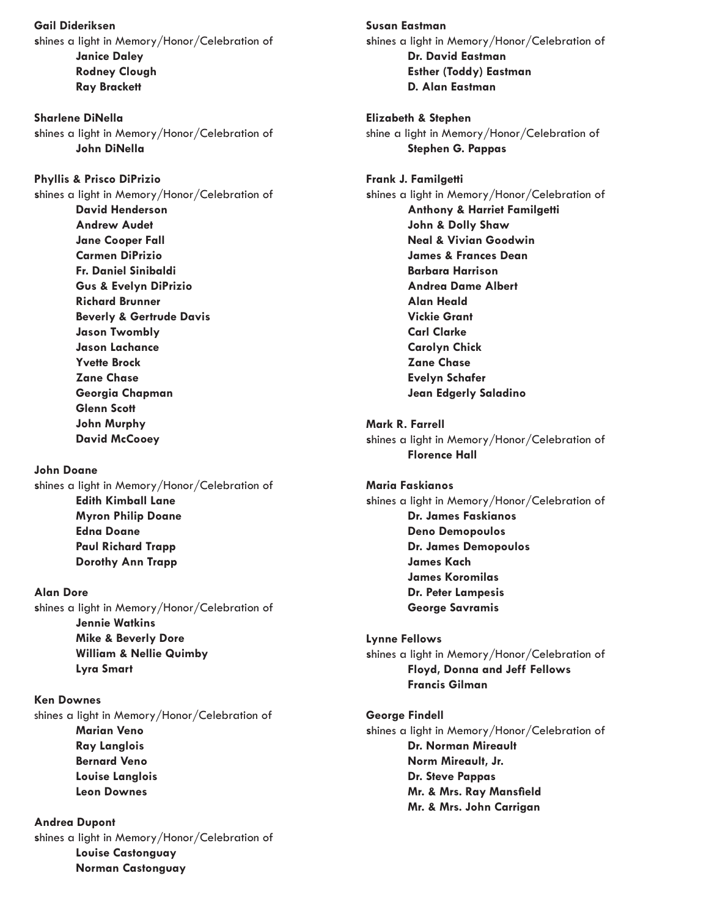**Gail Dideriksen**
shines a light in Memory/Honor/Celebration of
- **Janice Daley**
- **Rodney Clough**
- **Ray Brackett**

**Sharlene DiNella**
shines a light in Memory/Honor/Celebration of
- **John DiNella**

**Phyllis & Prisco DiPrizio**
shines a light in Memory/Honor/Celebration of
- **David Henderson**
- **Andrew Audet**
- **Jane Cooper Fall**
- **Carmen DiPrizio**
- **Fr. Daniel Sinibaldi**
- **Gus & Evelyn DiPrizio**
- **Richard Brunner**
- **Beverly & Gertrude Davis**
- **Jason Twombly**
- **Jason Lachance**
- **Yvette Brock**
- **Zane Chase**
- **Georgia Chapman**
- **Glenn Scott**
- **John Murphy**
- **David McCooey**

**John Doane**
shines a light in Memory/Honor/Celebration of
- **Edith Kimball Lane**
- **Myron Philip Doane**
- **Edna Doane**
- **Paul Richard Trapp**
- **Dorothy Ann Trapp**

**Alan Dore**
shines a light in Memory/Honor/Celebration of
- **Jennie Watkins**
- **Mike & Beverly Dore**
- **William & Nellie Quimby**
- **Lyra Smart**

**Ken Downes**
shines a light in Memory/Honor/Celebration of
- **Marian Veno**
- **Ray Langlois**
- **Bernard Veno**
- **Louise Langlois**
- **Leon Downes**

**Andrea Dupont**
shines a light in Memory/Honor/Celebration of
- **Louise Castonguay**
- **Norman Castonguay**

**Susan Eastman**
shines a light in Memory/Honor/Celebration of
- **Dr. David Eastman**
- **Esther (Toddy) Eastman**
- **D. Alan Eastman**

**Elizabeth & Stephen**
shine a light in Memory/Honor/Celebration of
- **Stephen G. Pappas**

**Frank J. Familgetti**
shines a light in Memory/Honor/Celebration of
- **Anthony & Harriet Familgetti**
- **John & Dolly Shaw**
- **Neal & Vivian Goodwin**
- **James & Frances Dean**
- **Barbara Harrison**
- **Andrea Dame Albert**
- **Alan Heald**
- **Vickie Grant**
- **Carl Clarke**
- **Carolyn Chick**
- **Zane Chase**
- **Evelyn Schafer**
- **Jean Edgerly Saladino**

**Mark R. Farrell**
shines a light in Memory/Honor/Celebration of
- **Florence Hall**

**Maria Faskianos**
shines a light in Memory/Honor/Celebration of
- **Dr. James Faskianos**
- **Deno Demopoulos**
- **Dr. James Demopoulos**
- **James Kach**
- **James Koromilas**
- **Dr. Peter Lampesis**
- **George Savramis**

**Lynne Fellows**
shines a light in Memory/Honor/Celebration of
- **Floyd, Donna and Jeff Fellows**
- **Francis Gilman**

**George Findell**
shines a light in Memory/Honor/Celebration of
- **Dr. Norman Mireault**
- **Norm Mireault, Jr.**
- **Dr. Steve Pappas**
- **Mr. & Mrs. Ray Mansfield**
- **Mr. & Mrs. John Carrigan**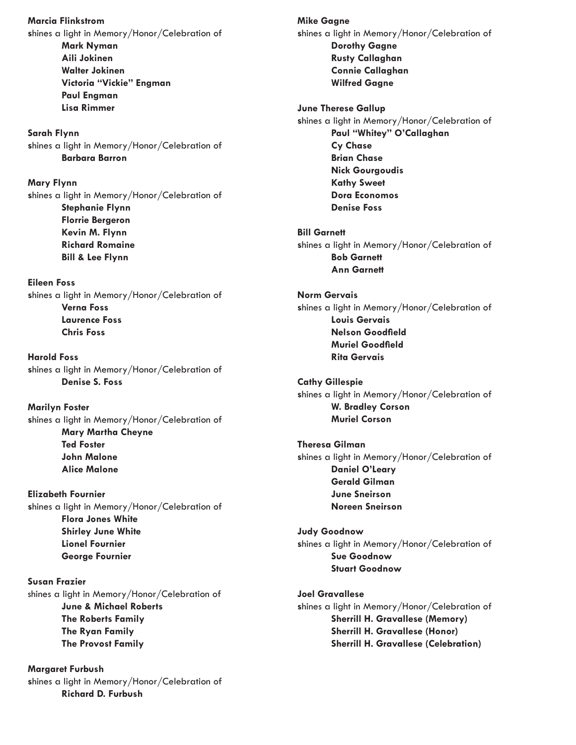**Marcia Flinkstrom**
shines a light in Memory/Honor/Celebration of
- **Mark Nyman**
- **Aili Jokinen**
- **Walter Jokinen**
- **Victoria "Vickie" Engman**
- **Paul Engman**
- **Lisa Rimmer**

**Sarah Flynn**
shines a light in Memory/Honor/Celebration of
- **Barbara Barron**

**Mary Flynn**
shines a light in Memory/Honor/Celebration of
- **Stephanie Flynn**
- **Florrie Bergeron**
- **Kevin M. Flynn**
- **Richard Romaine**
- **Bill & Lee Flynn**

**Eileen Foss**
shines a light in Memory/Honor/Celebration of
- **Verna Foss**
- **Laurence Foss**
- **Chris Foss**

**Harold Foss**
shines a light in Memory/Honor/Celebration of
- **Denise S. Foss**

**Marilyn Foster**
shines a light in Memory/Honor/Celebration of
- **Mary Martha Cheyne**
- **Ted Foster**
- **John Malone**
- **Alice Malone**

**Elizabeth Fournier**
shines a light in Memory/Honor/Celebration of
- **Flora Jones White**
- **Shirley June White**
- **Lionel Fournier**
- **George Fournier**

**Susan Frazier**
shines a light in Memory/Honor/Celebration of
- **June & Michael Roberts**
- **The Roberts Family**
- **The Ryan Family**
- **The Provost Family**

**Margaret Furbush**
shines a light in Memory/Honor/Celebration of
- **Richard D. Furbush**

**Mike Gagne**
shines a light in Memory/Honor/Celebration of
- **Dorothy Gagne**
- **Rusty Callaghan**
- **Connie Callaghan**
- **Wilfred Gagne**

**June Therese Gallup**
shines a light in Memory/Honor/Celebration of
- **Paul "Whitey" O'Callaghan**
- **Cy Chase**
- **Brian Chase**
- **Nick Gourgoudis**
- **Kathy Sweet**
- **Dora Economos**
- **Denise Foss**

**Bill Garnett**
shines a light in Memory/Honor/Celebration of
- **Bob Garnett**
- **Ann Garnett**

**Norm Gervais**
shines a light in Memory/Honor/Celebration of
- **Louis Gervais**
- **Nelson Goodfield**
- **Muriel Goodfield**
- **Rita Gervais**

**Cathy Gillespie**
shines a light in Memory/Honor/Celebration of
- **W. Bradley Corson**
- **Muriel Corson**

**Theresa Gilman**
shines a light in Memory/Honor/Celebration of
- **Daniel O'Leary**
- **Gerald Gilman**
- **June Sneirson**
- **Noreen Sneirson**

**Judy Goodnow**
shines a light in Memory/Honor/Celebration of
- **Sue Goodnow**
- **Stuart Goodnow**

**Joel Gravallese**
shines a light in Memory/Honor/Celebration of
- **Sherrill H. Gravallese (Memory)**
- **Sherrill H. Gravallese (Honor)**
- **Sherrill H. Gravallese (Celebration)**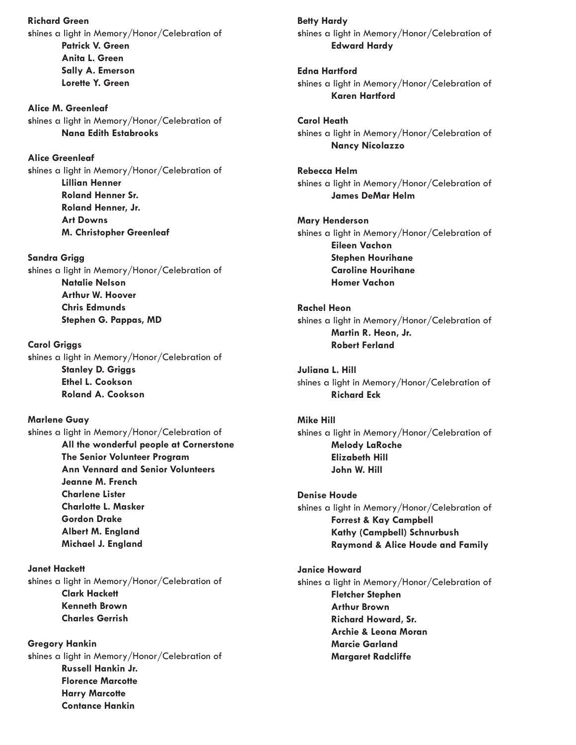**Richard Green**
shines a light in Memory/Honor/Celebration of
**Patrick V. Green**
**Anita L. Green**
**Sally A. Emerson**
**Lorette Y. Green**

**Alice M. Greenleaf**
shines a light in Memory/Honor/Celebration of
**Nana Edith Estabrooks**

**Alice Greenleaf**
shines a light in Memory/Honor/Celebration of
**Lillian Henner**
**Roland Henner Sr.**
**Roland Henner, Jr.**
**Art Downs**
**M. Christopher Greenleaf**

**Sandra Grigg**
shines a light in Memory/Honor/Celebration of
**Natalie Nelson**
**Arthur W. Hoover**
**Chris Edmunds**
**Stephen G. Pappas, MD**

**Carol Griggs**
shines a light in Memory/Honor/Celebration of
**Stanley D. Griggs**
**Ethel L. Cookson**
**Roland A. Cookson**

**Marlene Guay**
shines a light in Memory/Honor/Celebration of
**All the wonderful people at Cornerstone**
**The Senior Volunteer Program**
**Ann Vennard and Senior Volunteers**
**Jeanne M. French**
**Charlene Lister**
**Charlotte L. Masker**
**Gordon Drake**
**Albert M. England**
**Michael J. England**

**Janet Hackett**
shines a light in Memory/Honor/Celebration of
**Clark Hackett**
**Kenneth Brown**
**Charles Gerrish**

**Gregory Hankin**
shines a light in Memory/Honor/Celebration of
**Russell Hankin Jr.**
**Florence Marcotte**
**Harry Marcotte**
**Contance Hankin**

**Betty Hardy**
shines a light in Memory/Honor/Celebration of
**Edward Hardy**

**Edna Hartford**
shines a light in Memory/Honor/Celebration of
**Karen Hartford**

**Carol Heath**
shines a light in Memory/Honor/Celebration of
**Nancy Nicolazzo**

**Rebecca Helm**
shines a light in Memory/Honor/Celebration of
**James DeMar Helm**

**Mary Henderson**
shines a light in Memory/Honor/Celebration of
**Eileen Vachon**
**Stephen Hourihane**
**Caroline Hourihane**
**Homer Vachon**

**Rachel Heon**
shines a light in Memory/Honor/Celebration of
**Martin R. Heon, Jr.**
**Robert Ferland**

**Juliana L. Hill**
shines a light in Memory/Honor/Celebration of
**Richard Eck**

**Mike Hill**
shines a light in Memory/Honor/Celebration of
**Melody LaRoche**
**Elizabeth Hill**
**John W. Hill**

**Denise Houde**
shines a light in Memory/Honor/Celebration of
**Forrest & Kay Campbell**
**Kathy (Campbell) Schnurbush**
**Raymond & Alice Houde and Family**

**Janice Howard**
shines a light in Memory/Honor/Celebration of
**Fletcher Stephen**
**Arthur Brown**
**Richard Howard, Sr.**
**Archie & Leona Moran**
**Marcie Garland**
**Margaret Radcliffe**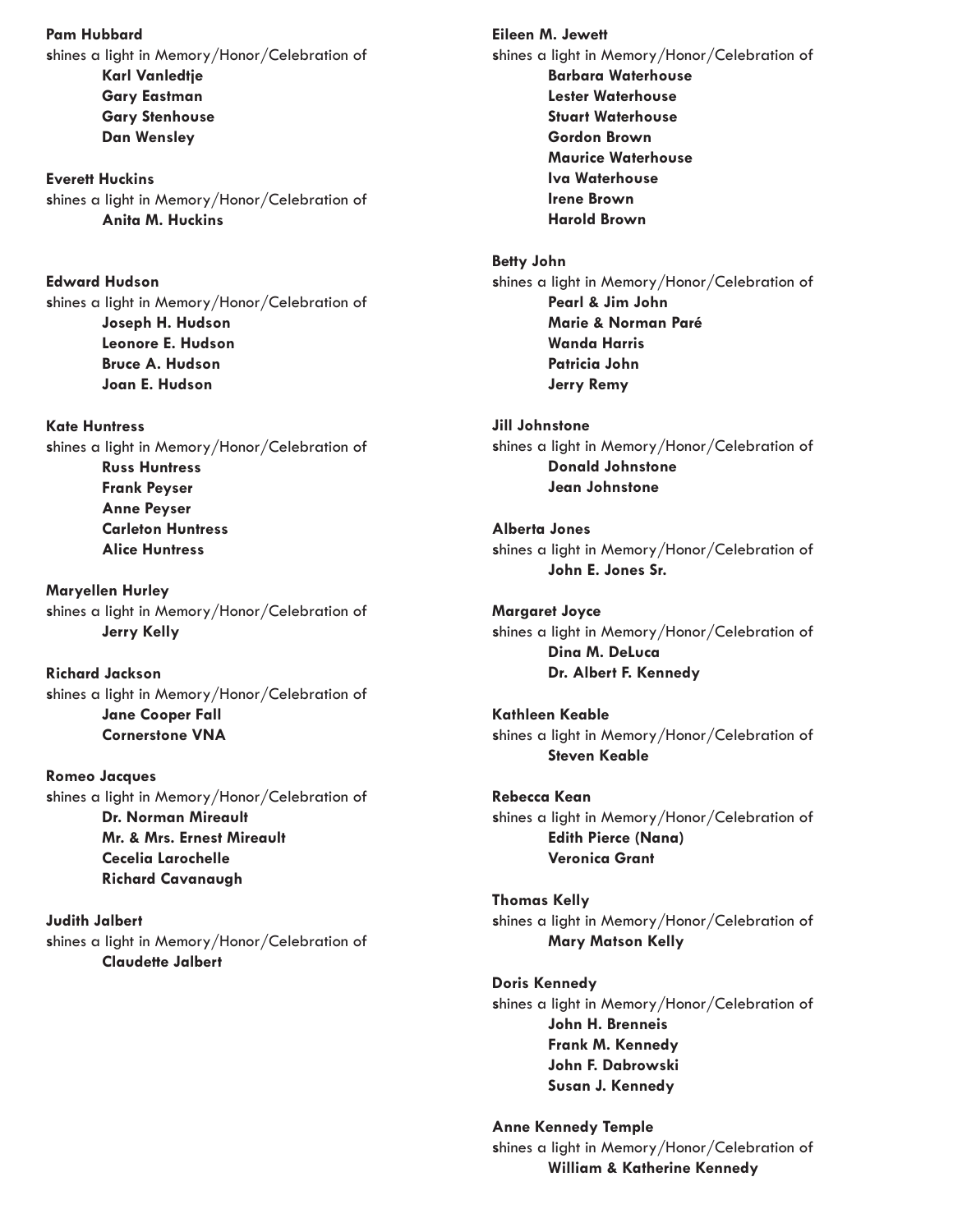**Pam Hubbard**
shines a light in Memory/Honor/Celebration of

**Karl Vanledtje**
**Gary Eastman**
**Gary Stenhouse**
**Dan Wensley**

**Everett Huckins**
shines a light in Memory/Honor/Celebration of

**Anita M. Huckins**

**Edward Hudson**
shines a light in Memory/Honor/Celebration of

**Joseph H. Hudson**
**Leonore E. Hudson**
**Bruce A. Hudson**
**Joan E. Hudson**

**Kate Huntress**
shines a light in Memory/Honor/Celebration of

**Russ Huntress**
**Frank Peyser**
**Anne Peyser**
**Carleton Huntress**
**Alice Huntress**

**Maryellen Hurley**
shines a light in Memory/Honor/Celebration of

**Jerry Kelly**

**Richard Jackson**
shines a light in Memory/Honor/Celebration of

**Jane Cooper Fall**
**Cornerstone VNA**

**Romeo Jacques**
shines a light in Memory/Honor/Celebration of

**Dr. Norman Mireault**
**Mr. & Mrs. Ernest Mireault**
**Cecelia Larochelle**
**Richard Cavanaugh**

**Judith Jalbert**
shines a light in Memory/Honor/Celebration of

**Claudette Jalbert**

**Eileen M. Jewett**
shines a light in Memory/Honor/Celebration of

**Barbara Waterhouse**
**Lester Waterhouse**
**Stuart Waterhouse**
**Gordon Brown**
**Maurice Waterhouse**
**Iva Waterhouse**
**Irene Brown**
**Harold Brown**

**Betty John**
shines a light in Memory/Honor/Celebration of

**Pearl & Jim John**
**Marie & Norman Paré**
**Wanda Harris**
**Patricia John**
**Jerry Remy**

**Jill Johnstone**
shines a light in Memory/Honor/Celebration of

**Donald Johnstone**
**Jean Johnstone**

**Alberta Jones**
shines a light in Memory/Honor/Celebration of

**John E. Jones Sr.**

**Margaret Joyce**
shines a light in Memory/Honor/Celebration of

**Dina M. DeLuca**
**Dr. Albert F. Kennedy**

**Kathleen Keable**
shines a light in Memory/Honor/Celebration of

**Steven Keable**

**Rebecca Kean**
shines a light in Memory/Honor/Celebration of

**Edith Pierce (Nana)**
**Veronica Grant**

**Thomas Kelly**
shines a light in Memory/Honor/Celebration of

**Mary Matson Kelly**

**Doris Kennedy**
shines a light in Memory/Honor/Celebration of

**John H. Brenneis**
**Frank M. Kennedy**
**John F. Dabrowski**
**Susan J. Kennedy**

**Anne Kennedy Temple**
shines a light in Memory/Honor/Celebration of

**William & Katherine Kennedy**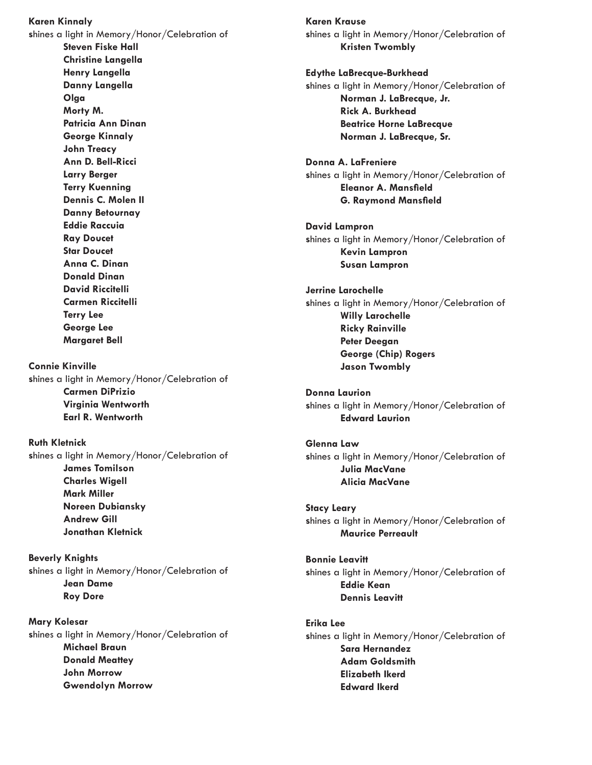**Karen Kinnaly**
shines a light in Memory/Honor/Celebration of
**Steven Fiske Hall**
**Christine Langella**
**Henry Langella**
**Danny Langella**
**Olga**
**Morty M.**
**Patricia Ann Dinan**
**George Kinnaly**
**John Treacy**
**Ann D. Bell-Ricci**
**Larry Berger**
**Terry Kuenning**
**Dennis C. Molen II**
**Danny Betournay**
**Eddie Raccuia**
**Ray Doucet**
**Star Doucet**
**Anna C. Dinan**
**Donald Dinan**
**David Riccitelli**
**Carmen Riccitelli**
**Terry Lee**
**George Lee**
**Margaret Bell**

**Connie Kinville**
shines a light in Memory/Honor/Celebration of
**Carmen DiPrizio**
**Virginia Wentworth**
**Earl R. Wentworth**

**Ruth Kletnick**
shines a light in Memory/Honor/Celebration of
**James Tomilson**
**Charles Wigell**
**Mark Miller**
**Noreen Dubiansky**
**Andrew Gill**
**Jonathan Kletnick**

**Beverly Knights**
shines a light in Memory/Honor/Celebration of
**Jean Dame**
**Roy Dore**

**Mary Kolesar**
shines a light in Memory/Honor/Celebration of
**Michael Braun**
**Donald Meattey**
**John Morrow**
**Gwendolyn Morrow**

**Karen Krause**
shines a light in Memory/Honor/Celebration of
**Kristen Twombly**

**Edythe LaBrecque-Burkhead**
shines a light in Memory/Honor/Celebration of
**Norman J. LaBrecque, Jr.**
**Rick A. Burkhead**
**Beatrice Horne LaBrecque**
**Norman J. LaBrecque, Sr.**

**Donna A. LaFreniere**
shines a light in Memory/Honor/Celebration of
**Eleanor A. Mansfield**
**G. Raymond Mansfield**

**David Lampron**
shines a light in Memory/Honor/Celebration of
**Kevin Lampron**
**Susan Lampron**

**Jerrine Larochelle**
shines a light in Memory/Honor/Celebration of
**Willy Larochelle**
**Ricky Rainville**
**Peter Deegan**
**George (Chip) Rogers**
**Jason Twombly**

**Donna Laurion**
shines a light in Memory/Honor/Celebration of
**Edward Laurion**

**Glenna Law**
shines a light in Memory/Honor/Celebration of
**Julia MacVane**
**Alicia MacVane**

**Stacy Leary**
shines a light in Memory/Honor/Celebration of
**Maurice Perreault**

**Bonnie Leavitt**
shines a light in Memory/Honor/Celebration of
**Eddie Kean**
**Dennis Leavitt**

**Erika Lee**
shines a light in Memory/Honor/Celebration of
**Sara Hernandez**
**Adam Goldsmith**
**Elizabeth Ikerd**
**Edward Ikerd**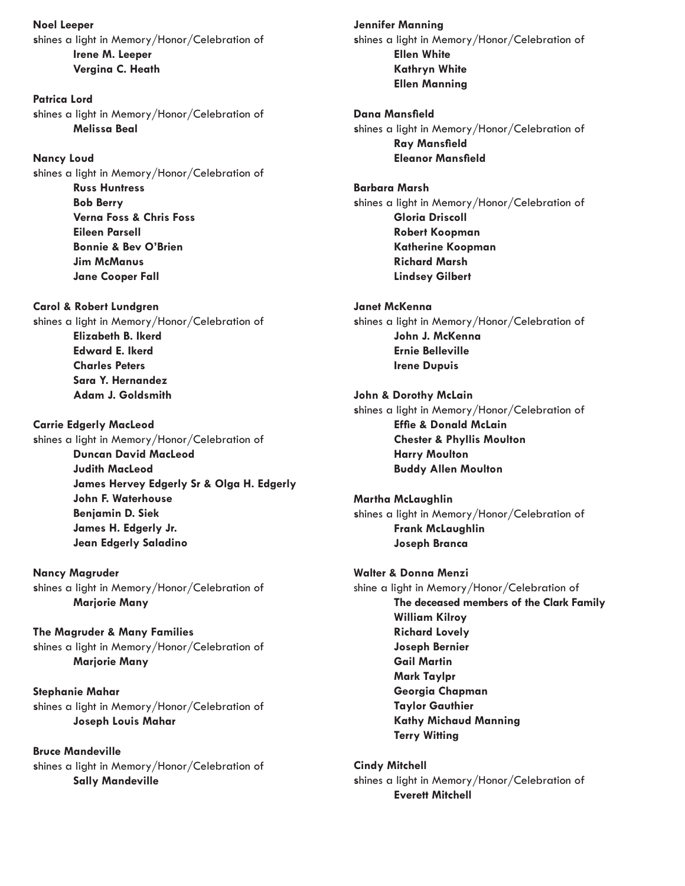**Noel Leeper**
shines a light in Memory/Honor/Celebration of
**Irene M. Leeper**
**Vergina C. Heath**

**Patrica Lord**
shines a light in Memory/Honor/Celebration of
**Melissa Beal**

**Nancy Loud**
shines a light in Memory/Honor/Celebration of
**Russ Huntress**
**Bob Berry**
**Verna Foss & Chris Foss**
**Eileen Parsell**
**Bonnie & Bev O'Brien**
**Jim McManus**
**Jane Cooper Fall**

**Carol & Robert Lundgren**
shines a light in Memory/Honor/Celebration of
**Elizabeth B. Ikerd**
**Edward E. Ikerd**
**Charles Peters**
**Sara Y. Hernandez**
**Adam J. Goldsmith**

**Carrie Edgerly MacLeod**
shines a light in Memory/Honor/Celebration of
**Duncan David MacLeod**
**Judith MacLeod**
**James Hervey Edgerly Sr & Olga H. Edgerly**
**John F. Waterhouse**
**Benjamin D. Siek**
**James H. Edgerly Jr.**
**Jean Edgerly Saladino**

**Nancy Magruder**
shines a light in Memory/Honor/Celebration of
**Marjorie Many**

**The Magruder & Many Families**
shines a light in Memory/Honor/Celebration of
**Marjorie Many**

**Stephanie Mahar**
shines a light in Memory/Honor/Celebration of
**Joseph Louis Mahar**

**Bruce Mandeville**
shines a light in Memory/Honor/Celebration of
**Sally Mandeville**

**Jennifer Manning**
shines a light in Memory/Honor/Celebration of
**Ellen White**
**Kathryn White**
**Ellen Manning**

**Dana Mansfield**
shines a light in Memory/Honor/Celebration of
**Ray Mansfield**
**Eleanor Mansfield**

**Barbara Marsh**
shines a light in Memory/Honor/Celebration of
**Gloria Driscoll**
**Robert Koopman**
**Katherine Koopman**
**Richard Marsh**
**Lindsey Gilbert**

**Janet McKenna**
shines a light in Memory/Honor/Celebration of
**John J. McKenna**
**Ernie Belleville**
**Irene Dupuis**

**John & Dorothy McLain**
shines a light in Memory/Honor/Celebration of
**Effie & Donald McLain**
**Chester & Phyllis Moulton**
**Harry Moulton**
**Buddy Allen Moulton**

**Martha McLaughlin**
shines a light in Memory/Honor/Celebration of
**Frank McLaughlin**
**Joseph Branca**

**Walter & Donna Menzi**
shine a light in Memory/Honor/Celebration of
**The deceased members of the Clark Family**
**William Kilroy**
**Richard Lovely**
**Joseph Bernier**
**Gail Martin**
**Mark Taylpr**
**Georgia Chapman**
**Taylor Gauthier**
**Kathy Michaud Manning**
**Terry Witting**

**Cindy Mitchell**
shines a light in Memory/Honor/Celebration of
**Everett Mitchell**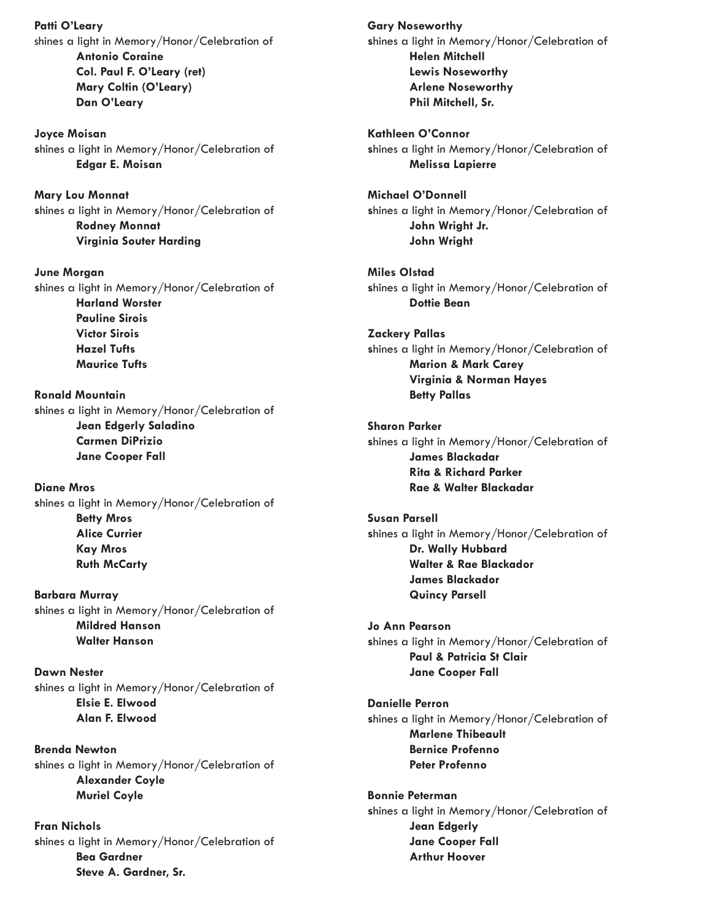**Patti O'Leary**
shines a light in Memory/Honor/Celebration of
**Antonio Coraine**
**Col. Paul F. O'Leary (ret)**
**Mary Coltin (O'Leary)**
**Dan O'Leary**

**Joyce Moisan**
shines a light in Memory/Honor/Celebration of
**Edgar E. Moisan**

**Mary Lou Monnat**
shines a light in Memory/Honor/Celebration of
**Rodney Monnat**
**Virginia Souter Harding**

**June Morgan**
shines a light in Memory/Honor/Celebration of
**Harland Worster**
**Pauline Sirois**
**Victor Sirois**
**Hazel Tufts**
**Maurice Tufts**

**Ronald Mountain**
shines a light in Memory/Honor/Celebration of
**Jean Edgerly Saladino**
**Carmen DiPrizio**
**Jane Cooper Fall**

**Diane Mros**
shines a light in Memory/Honor/Celebration of
**Betty Mros**
**Alice Currier**
**Kay Mros**
**Ruth McCarty**

**Barbara Murray**
shines a light in Memory/Honor/Celebration of
**Mildred Hanson**
**Walter Hanson**

**Dawn Nester**
shines a light in Memory/Honor/Celebration of
**Elsie E. Elwood**
**Alan F. Elwood**

**Brenda Newton**
shines a light in Memory/Honor/Celebration of
**Alexander Coyle**
**Muriel Coyle**

**Fran Nichols**
shines a light in Memory/Honor/Celebration of
**Bea Gardner**
**Steve A. Gardner, Sr.**

**Gary Noseworthy**
shines a light in Memory/Honor/Celebration of
**Helen Mitchell**
**Lewis Noseworthy**
**Arlene Noseworthy**
**Phil Mitchell, Sr.**

**Kathleen O'Connor**
shines a light in Memory/Honor/Celebration of
**Melissa Lapierre**

**Michael O'Donnell**
shines a light in Memory/Honor/Celebration of
**John Wright Jr.**
**John Wright**

**Miles Olstad**
shines a light in Memory/Honor/Celebration of
**Dottie Bean**

**Zackery Pallas**
shines a light in Memory/Honor/Celebration of
**Marion & Mark Carey**
**Virginia & Norman Hayes**
**Betty Pallas**

**Sharon Parker**
shines a light in Memory/Honor/Celebration of
**James Blackadar**
**Rita & Richard Parker**
**Rae & Walter Blackadar**

**Susan Parsell**
shines a light in Memory/Honor/Celebration of
**Dr. Wally Hubbard**
**Walter & Rae Blackador**
**James Blackador**
**Quincy Parsell**

**Jo Ann Pearson**
shines a light in Memory/Honor/Celebration of
**Paul & Patricia St Clair**
**Jane Cooper Fall**

**Danielle Perron**
shines a light in Memory/Honor/Celebration of
**Marlene Thibeault**
**Bernice Profenno**
**Peter Profenno**

**Bonnie Peterman**
shines a light in Memory/Honor/Celebration of
**Jean Edgerly**
**Jane Cooper Fall**
**Arthur Hoover**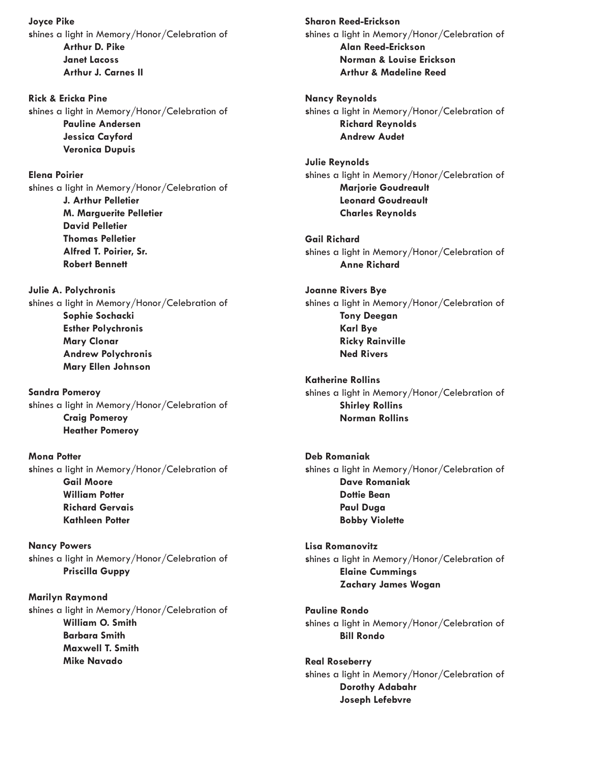**Joyce Pike**
shines a light in Memory/Honor/Celebration of
**Arthur D. Pike**
**Janet Lacoss**
**Arthur J. Carnes II**

**Rick & Ericka Pine**
shines a light in Memory/Honor/Celebration of
**Pauline Andersen**
**Jessica Cayford**
**Veronica Dupuis**

**Elena Poirier**
shines a light in Memory/Honor/Celebration of
**J. Arthur Pelletier**
**M. Marguerite Pelletier**
**David Pelletier**
**Thomas Pelletier**
**Alfred T. Poirier, Sr.**
**Robert Bennett**

**Julie A. Polychronis**
shines a light in Memory/Honor/Celebration of
**Sophie Sochacki**
**Esther Polychronis**
**Mary Clonar**
**Andrew Polychronis**
**Mary Ellen Johnson**

**Sandra Pomeroy**
shines a light in Memory/Honor/Celebration of
**Craig Pomeroy**
**Heather Pomeroy**

**Mona Potter**
shines a light in Memory/Honor/Celebration of
**Gail Moore**
**William Potter**
**Richard Gervais**
**Kathleen Potter**

**Nancy Powers**
shines a light in Memory/Honor/Celebration of
**Priscilla Guppy**

**Marilyn Raymond**
shines a light in Memory/Honor/Celebration of
**William O. Smith**
**Barbara Smith**
**Maxwell T. Smith**
**Mike Navado**

**Sharon Reed-Erickson**
shines a light in Memory/Honor/Celebration of
**Alan Reed-Erickson**
**Norman & Louise Erickson**
**Arthur & Madeline Reed**

**Nancy Reynolds**
shines a light in Memory/Honor/Celebration of
**Richard Reynolds**
**Andrew Audet**

**Julie Reynolds**
shines a light in Memory/Honor/Celebration of
**Marjorie Goudreault**
**Leonard Goudreault**
**Charles Reynolds**

**Gail Richard**
shines a light in Memory/Honor/Celebration of
**Anne Richard**

**Joanne Rivers Bye**
shines a light in Memory/Honor/Celebration of
**Tony Deegan**
**Karl Bye**
**Ricky Rainville**
**Ned Rivers**

**Katherine Rollins**
shines a light in Memory/Honor/Celebration of
**Shirley Rollins**
**Norman Rollins**

**Deb Romaniak**
shines a light in Memory/Honor/Celebration of
**Dave Romaniak**
**Dottie Bean**
**Paul Duga**
**Bobby Violette**

**Lisa Romanovitz**
shines a light in Memory/Honor/Celebration of
**Elaine Cummings**
**Zachary James Wogan**

**Pauline Rondo**
shines a light in Memory/Honor/Celebration of
**Bill Rondo**

**Real Roseberry**
shines a light in Memory/Honor/Celebration of
**Dorothy Adabahr**
**Joseph Lefebvre**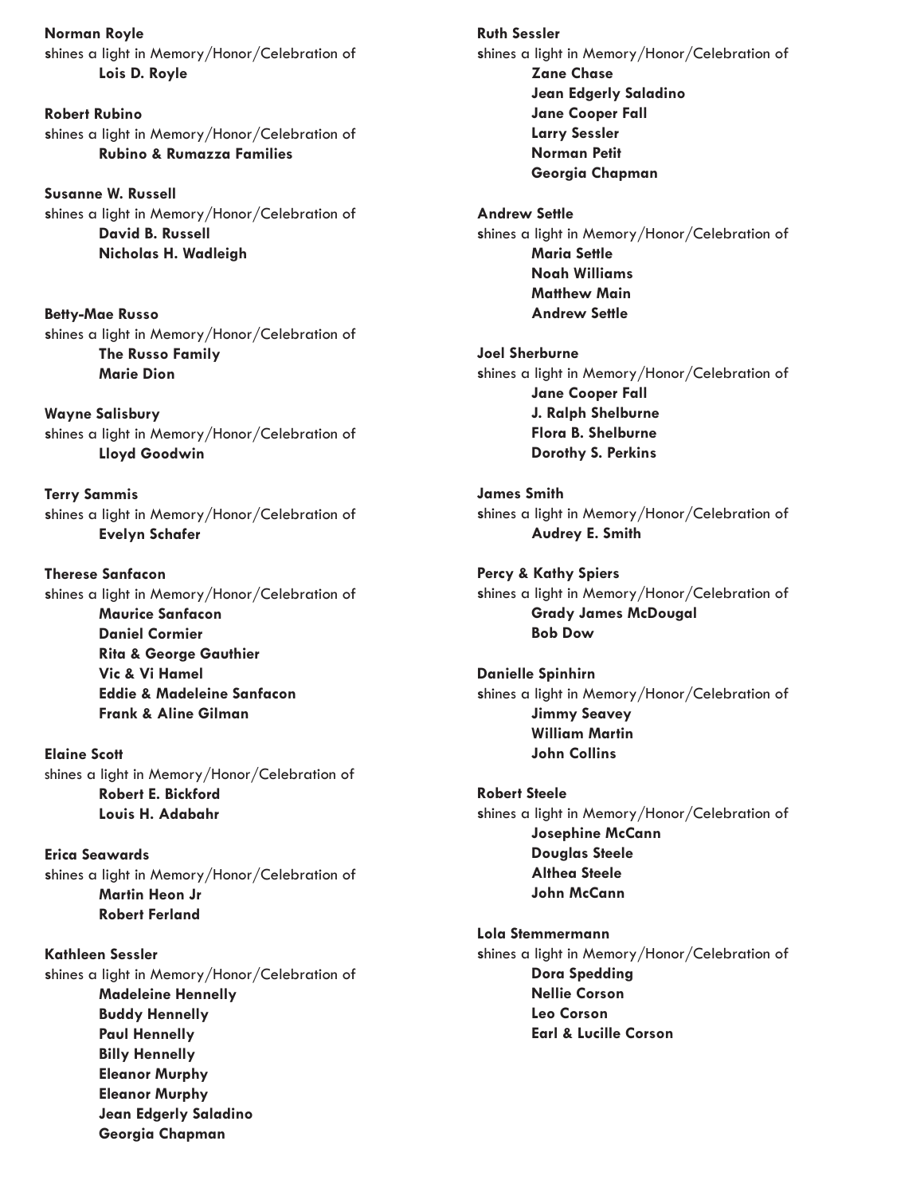**Norman Royle**
shines a light in Memory/Honor/Celebration of
**Lois D. Royle**

**Robert Rubino**
shines a light in Memory/Honor/Celebration of
**Rubino & Rumazza Families**

**Susanne W. Russell**
shines a light in Memory/Honor/Celebration of
**David B. Russell**
**Nicholas H. Wadleigh**

**Betty-Mae Russo**
shines a light in Memory/Honor/Celebration of
**The Russo Family**
**Marie Dion**

**Wayne Salisbury**
shines a light in Memory/Honor/Celebration of
**Lloyd Goodwin**

**Terry Sammis**
shines a light in Memory/Honor/Celebration of
**Evelyn Schafer**

**Therese Sanfacon**
shines a light in Memory/Honor/Celebration of
**Maurice Sanfacon**
**Daniel Cormier**
**Rita & George Gauthier**
**Vic & Vi Hamel**
**Eddie & Madeleine Sanfacon**
**Frank & Aline Gilman**

**Elaine Scott**
shines a light in Memory/Honor/Celebration of
**Robert E. Bickford**
**Louis H. Adabahr**

**Erica Seawards**
shines a light in Memory/Honor/Celebration of
**Martin Heon Jr**
**Robert Ferland**

**Kathleen Sessler**
shines a light in Memory/Honor/Celebration of
**Madeleine Hennelly**
**Buddy Hennelly**
**Paul Hennelly**
**Billy Hennelly**
**Eleanor Murphy**
**Eleanor Murphy**
**Jean Edgerly Saladino**
**Georgia Chapman**

**Ruth Sessler**
shines a light in Memory/Honor/Celebration of
**Zane Chase**
**Jean Edgerly Saladino**
**Jane Cooper Fall**
**Larry Sessler**
**Norman Petit**
**Georgia Chapman**

**Andrew Settle**
shines a light in Memory/Honor/Celebration of
**Maria Settle**
**Noah Williams**
**Matthew Main**
**Andrew Settle**

**Joel Sherburne**
shines a light in Memory/Honor/Celebration of
**Jane Cooper Fall**
**J. Ralph Shelburne**
**Flora B. Shelburne**
**Dorothy S. Perkins**

**James Smith**
shines a light in Memory/Honor/Celebration of
**Audrey E. Smith**

**Percy & Kathy Spiers**
shines a light in Memory/Honor/Celebration of
**Grady James McDougal**
**Bob Dow**

**Danielle Spinhirn**
shines a light in Memory/Honor/Celebration of
**Jimmy Seavey**
**William Martin**
**John Collins**

**Robert Steele**
shines a light in Memory/Honor/Celebration of
**Josephine McCann**
**Douglas Steele**
**Althea Steele**
**John McCann**

**Lola Stemmermann**
shines a light in Memory/Honor/Celebration of
**Dora Spedding**
**Nellie Corson**
**Leo Corson**
**Earl & Lucille Corson**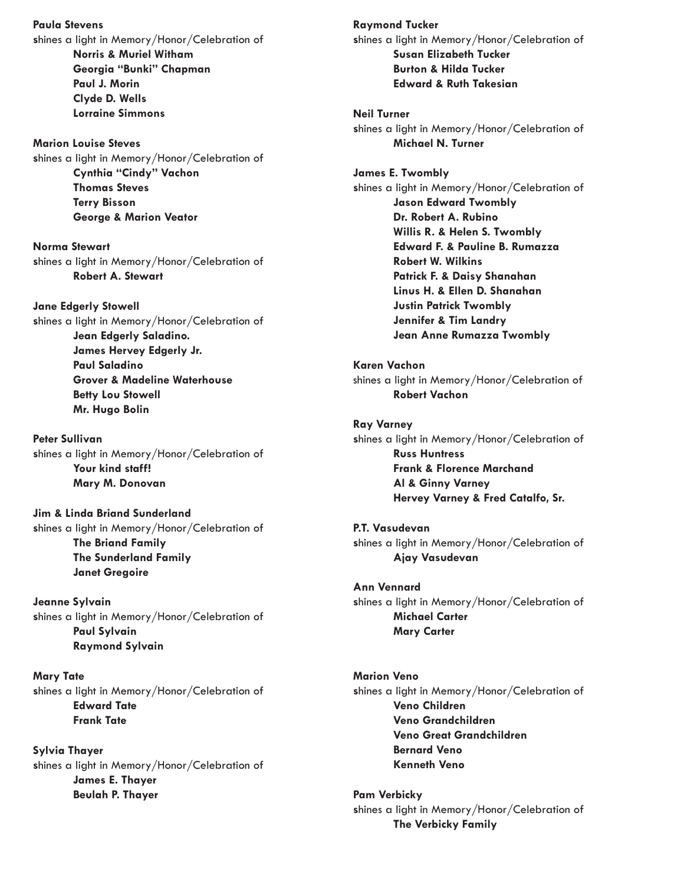**Paula Stevens**
shines a light in Memory/Honor/Celebration of
**Norris & Muriel Witham**
**Georgia "Bunki" Chapman**
**Paul J. Morin**
**Clyde D. Wells**
**Lorraine Simmons**

**Marion Louise Steves**
shines a light in Memory/Honor/Celebration of
**Cynthia "Cindy" Vachon**
**Thomas Steves**
**Terry Bisson**
**George & Marion Veator**

**Norma Stewart**
shines a light in Memory/Honor/Celebration of
**Robert A. Stewart**

**Jane Edgerly Stowell**
shines a light in Memory/Honor/Celebration of
**Jean Edgerly Saladino.**
**James Hervey Edgerly Jr.**
**Paul Saladino**
**Grover & Madeline Waterhouse**
**Betty Lou Stowell**
**Mr. Hugo Bolin**

**Peter Sullivan**
shines a light in Memory/Honor/Celebration of
**Your kind staff!**
**Mary M. Donovan**

**Jim & Linda Briand Sunderland**
shines a light in Memory/Honor/Celebration of
**The Briand Family**
**The Sunderland Family**
**Janet Gregoire**

**Jeanne Sylvain**
shines a light in Memory/Honor/Celebration of
**Paul Sylvain**
**Raymond Sylvain**

**Mary Tate**
shines a light in Memory/Honor/Celebration of
**Edward Tate**
**Frank Tate**

**Sylvia Thayer**
shines a light in Memory/Honor/Celebration of
**James E. Thayer**
**Beulah P. Thayer**

**Raymond Tucker**
shines a light in Memory/Honor/Celebration of
**Susan Elizabeth Tucker**
**Burton & Hilda Tucker**
**Edward & Ruth Takesian**

**Neil Turner**
shines a light in Memory/Honor/Celebration of
**Michael N. Turner**

**James E. Twombly**
shines a light in Memory/Honor/Celebration of
**Jason Edward Twombly**
**Dr. Robert A. Rubino**
**Willis R. & Helen S. Twombly**
**Edward F. & Pauline B. Rumazza**
**Robert W. Wilkins**
**Patrick F. & Daisy Shanahan**
**Linus H. & Ellen D. Shanahan**
**Justin Patrick Twombly**
**Jennifer & Tim Landry**
**Jean Anne Rumazza Twombly**

**Karen Vachon**
shines a light in Memory/Honor/Celebration of
**Robert Vachon**

**Ray Varney**
shines a light in Memory/Honor/Celebration of
**Russ Huntress**
**Frank & Florence Marchand**
**Al & Ginny Varney**
**Hervey Varney & Fred Catalfo, Sr.**

**P.T. Vasudevan**
shines a light in Memory/Honor/Celebration of
**Ajay Vasudevan**

**Ann Vennard**
shines a light in Memory/Honor/Celebration of
**Michael Carter**
**Mary Carter**

**Marion Veno**
shines a light in Memory/Honor/Celebration of
**Veno Children**
**Veno Grandchildren**
**Veno Great Grandchildren**
**Bernard Veno**
**Kenneth Veno**

**Pam Verbicky**
shines a light in Memory/Honor/Celebration of
**The Verbicky Family**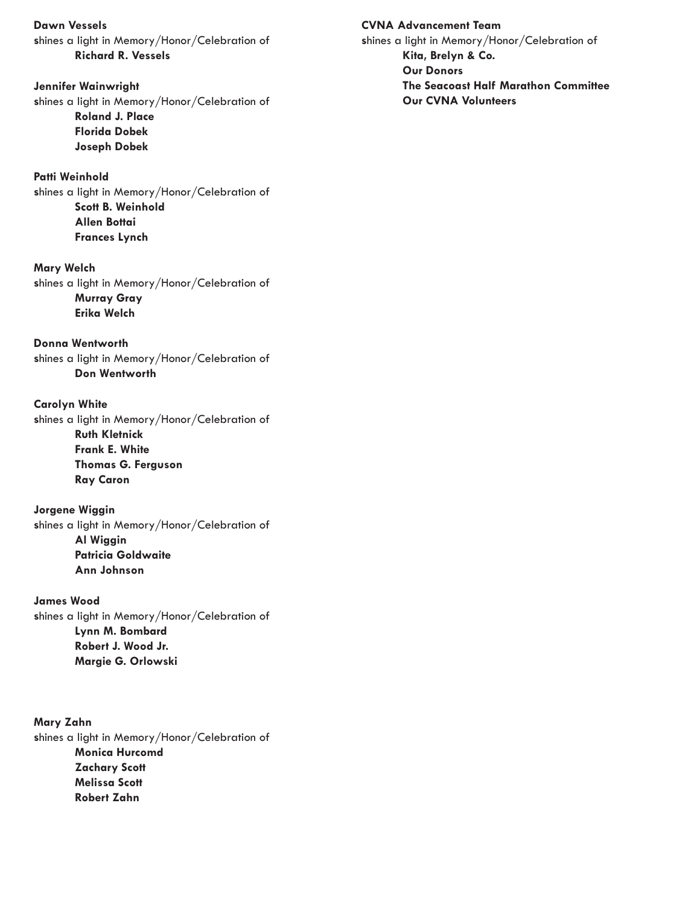**Dawn Vessels**
shines a light in Memory/Honor/Celebration of
**Richard R. Vessels**

**Jennifer Wainwright**
shines a light in Memory/Honor/Celebration of
**Roland J. Place**
**Florida Dobek**
**Joseph Dobek**

**Patti Weinhold**
shines a light in Memory/Honor/Celebration of
**Scott B. Weinhold**
**Allen Bottai**
**Frances Lynch**

**Mary Welch**
shines a light in Memory/Honor/Celebration of
**Murray Gray**
**Erika Welch**

**Donna Wentworth**
shines a light in Memory/Honor/Celebration of
**Don Wentworth**

**Carolyn White**
shines a light in Memory/Honor/Celebration of
**Ruth Kletnick**
**Frank E. White**
**Thomas G. Ferguson**
**Ray Caron**

**Jorgene Wiggin**
shines a light in Memory/Honor/Celebration of
**Al Wiggin**
**Patricia Goldwaite**
**Ann Johnson**

**James Wood**
shines a light in Memory/Honor/Celebration of
**Lynn M. Bombard**
**Robert J. Wood Jr.**
**Margie G. Orlowski**

**Mary Zahn**
shines a light in Memory/Honor/Celebration of
**Monica Hurcomd**
**Zachary Scott**
**Melissa Scott**
**Robert Zahn**

**CVNA Advancement Team**
shines a light in Memory/Honor/Celebration of
**Kita, Brelyn & Co.**
**Our Donors**
**The Seacoast Half Marathon Committee**
**Our CVNA Volunteers**